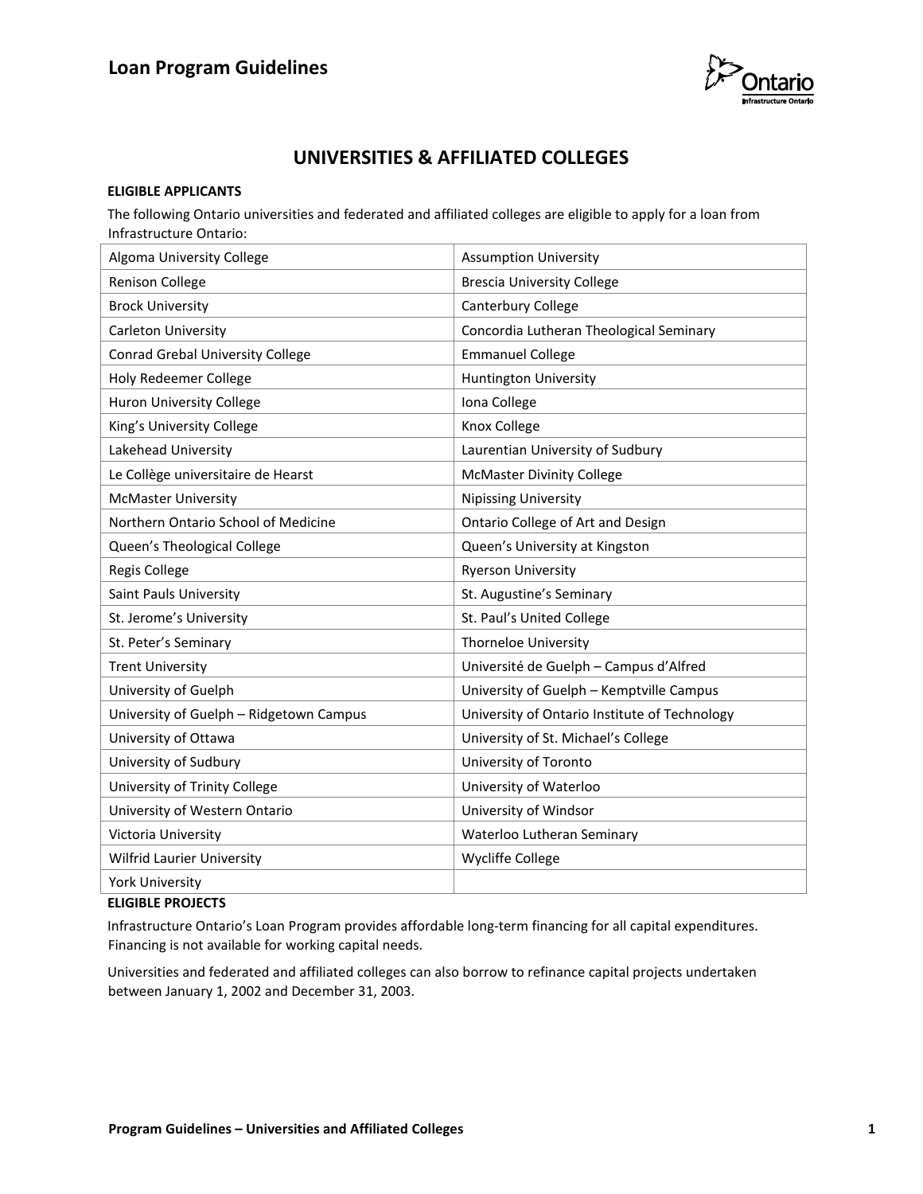## UNIVERSITIES & AFFILIATED COLLEGES

**ELIGIBLE APPLICANTS**

The following Ontario universities and federated and affiliated colleges are eligible to apply for a loan from Infrastructure Ontario:

| | |
|---|---|
| Algoma University College | Assumption University |
| Renison College | Brescia University College |
| Brock University | Canterbury College |
| Carleton University | Concordia Lutheran Theological Seminary |
| Conrad Grebal University College | Emmanuel College |
| Holy Redeemer College | Huntington University |
| Huron University College | Iona College |
| King's University College | Knox College |
| Lakehead University | Laurentian University of Sudbury |
| Le Collège universitaire de Hearst | McMaster Divinity College |
| McMaster University | Nipissing University |
| Northern Ontario School of Medicine | Ontario College of Art and Design |
| Queen's Theological College | Queen's University at Kingston |
| Regis College | Ryerson University |
| Saint Pauls University | St. Augustine's Seminary |
| St. Jerome's University | St. Paul's United College |
| St. Peter's Seminary | Thorneloe University |
| Trent University | Université de Guelph – Campus d'Alfred |
| University of Guelph | University of Guelph – Kemptville Campus |
| University of Guelph – Ridgetown Campus | University of Ontario Institute of Technology |
| University of Ottawa | University of St. Michael's College |
| University of Sudbury | University of Toronto |
| University of Trinity College | University of Waterloo |
| University of Western Ontario | University of Windsor |
| Victoria University | Waterloo Lutheran Seminary |
| Wilfrid Laurier University | Wycliffe College |
| York University | |

**ELIGIBLE PROJECTS**

Infrastructure Ontario's Loan Program provides affordable long-term financing for all capital expenditures. Financing is not available for working capital needs.

Universities and federated and affiliated colleges can also borrow to refinance capital projects undertaken between January 1, 2002 and December 31, 2003.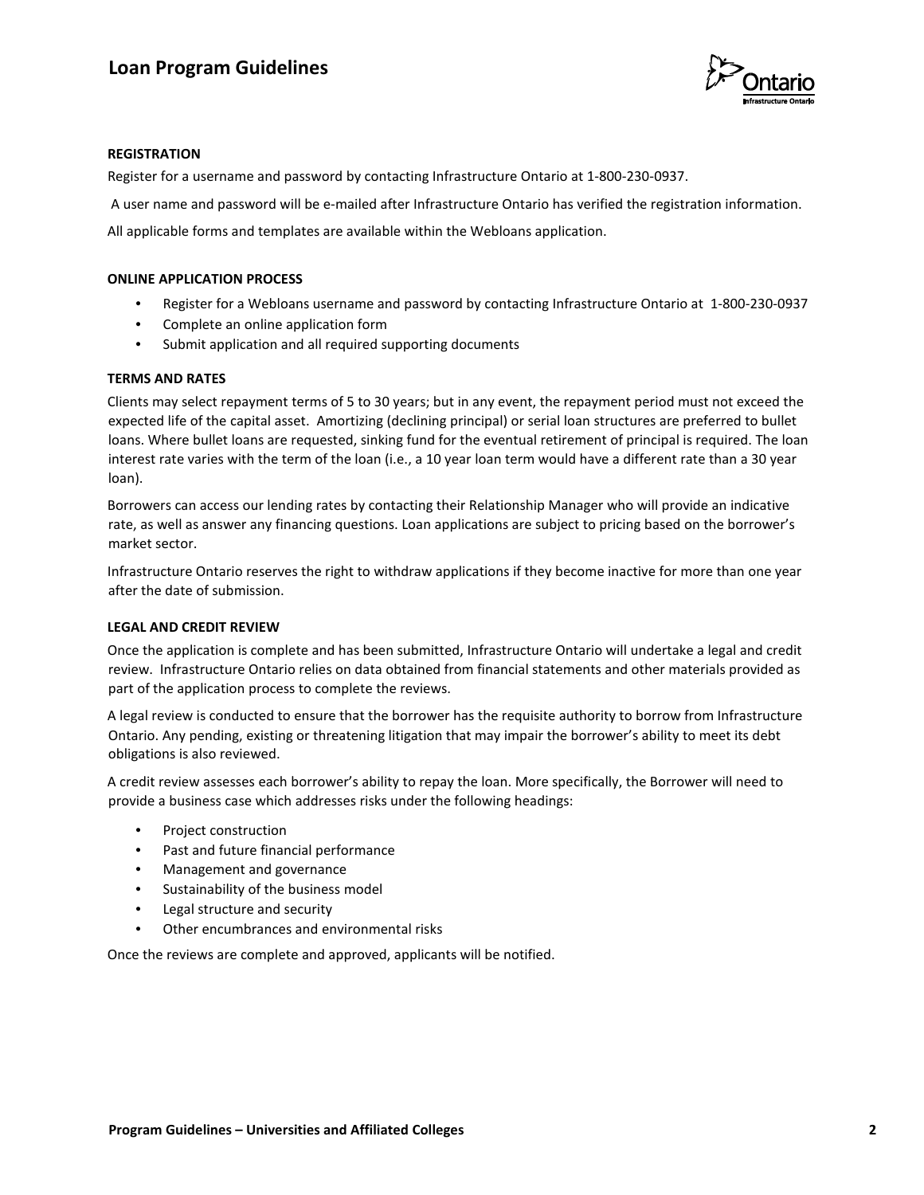#### REGISTRATION

Register for a username and password by contacting Infrastructure Ontario at 1-800-230-0937.

A user name and password will be e-mailed after Infrastructure Ontario has verified the registration information.

All applicable forms and templates are available within the Webloans application.

#### ONLINE APPLICATION PROCESS

- Register for a Webloans username and password by contacting Infrastructure Ontario at 1-800-230-0937
- Complete an online application form
- Submit application and all required supporting documents

#### TERMS AND RATES

Clients may select repayment terms of 5 to 30 years; but in any event, the repayment period must not exceed the expected life of the capital asset. Amortizing (declining principal) or serial loan structures are preferred to bullet loans. Where bullet loans are requested, sinking fund for the eventual retirement of principal is required. The loan interest rate varies with the term of the loan (i.e., a 10 year loan term would have a different rate than a 30 year loan).

Borrowers can access our lending rates by contacting their Relationship Manager who will provide an indicative rate, as well as answer any financing questions. Loan applications are subject to pricing based on the borrower's market sector.

Infrastructure Ontario reserves the right to withdraw applications if they become inactive for more than one year after the date of submission.

#### LEGAL AND CREDIT REVIEW

Once the application is complete and has been submitted, Infrastructure Ontario will undertake a legal and credit review. Infrastructure Ontario relies on data obtained from financial statements and other materials provided as part of the application process to complete the reviews.

A legal review is conducted to ensure that the borrower has the requisite authority to borrow from Infrastructure Ontario. Any pending, existing or threatening litigation that may impair the borrower's ability to meet its debt obligations is also reviewed.

A credit review assesses each borrower's ability to repay the loan. More specifically, the Borrower will need to provide a business case which addresses risks under the following headings:

- Project construction
- Past and future financial performance
- Management and governance
- Sustainability of the business model
- Legal structure and security
- Other encumbrances and environmental risks

Once the reviews are complete and approved, applicants will be notified.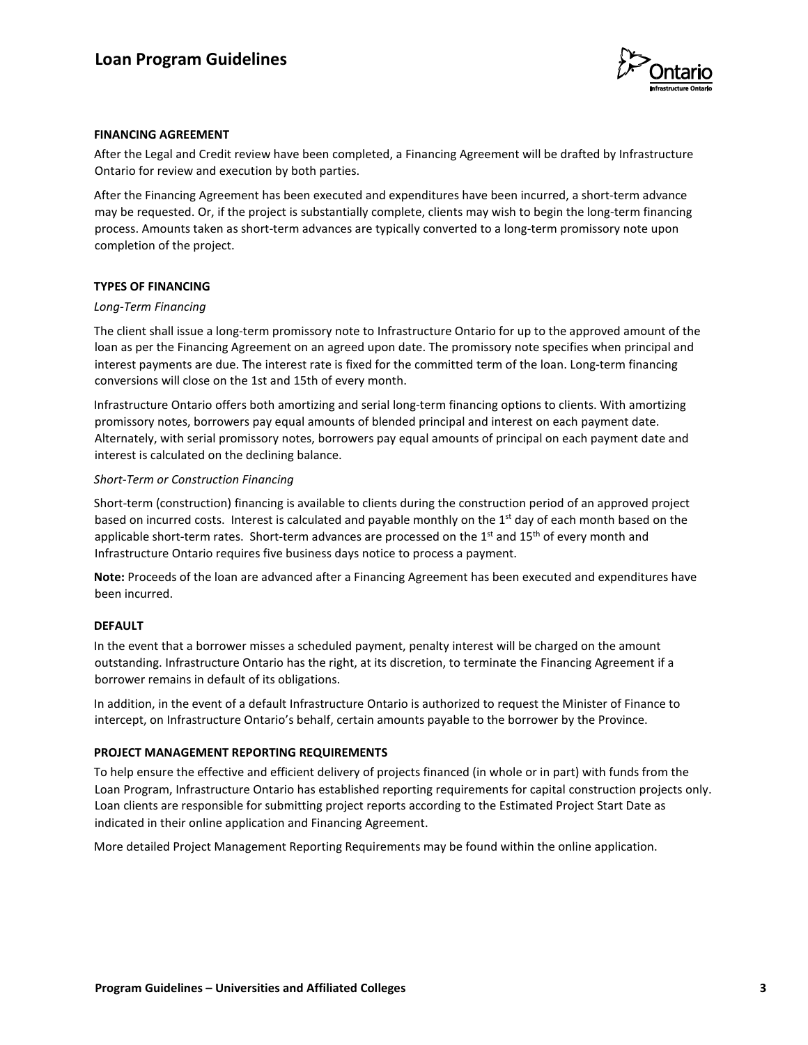### FINANCING AGREEMENT

After the Legal and Credit review have been completed, a Financing Agreement will be drafted by Infrastructure Ontario for review and execution by both parties.

After the Financing Agreement has been executed and expenditures have been incurred, a short-term advance may be requested. Or, if the project is substantially complete, clients may wish to begin the long-term financing process. Amounts taken as short-term advances are typically converted to a long-term promissory note upon completion of the project.

### TYPES OF FINANCING

*Long-Term Financing*

The client shall issue a long-term promissory note to Infrastructure Ontario for up to the approved amount of the loan as per the Financing Agreement on an agreed upon date. The promissory note specifies when principal and interest payments are due. The interest rate is fixed for the committed term of the loan. Long-term financing conversions will close on the 1st and 15th of every month.

Infrastructure Ontario offers both amortizing and serial long-term financing options to clients. With amortizing promissory notes, borrowers pay equal amounts of blended principal and interest on each payment date. Alternately, with serial promissory notes, borrowers pay equal amounts of principal on each payment date and interest is calculated on the declining balance.

*Short-Term or Construction Financing*

Short-term (construction) financing is available to clients during the construction period of an approved project based on incurred costs. Interest is calculated and payable monthly on the 1st day of each month based on the applicable short-term rates. Short-term advances are processed on the 1st and 15th of every month and Infrastructure Ontario requires five business days notice to process a payment.

**Note:** Proceeds of the loan are advanced after a Financing Agreement has been executed and expenditures have been incurred.

### DEFAULT

In the event that a borrower misses a scheduled payment, penalty interest will be charged on the amount outstanding. Infrastructure Ontario has the right, at its discretion, to terminate the Financing Agreement if a borrower remains in default of its obligations.

In addition, in the event of a default Infrastructure Ontario is authorized to request the Minister of Finance to intercept, on Infrastructure Ontario's behalf, certain amounts payable to the borrower by the Province.

### PROJECT MANAGEMENT REPORTING REQUIREMENTS

To help ensure the effective and efficient delivery of projects financed (in whole or in part) with funds from the Loan Program, Infrastructure Ontario has established reporting requirements for capital construction projects only. Loan clients are responsible for submitting project reports according to the Estimated Project Start Date as indicated in their online application and Financing Agreement.

More detailed Project Management Reporting Requirements may be found within the online application.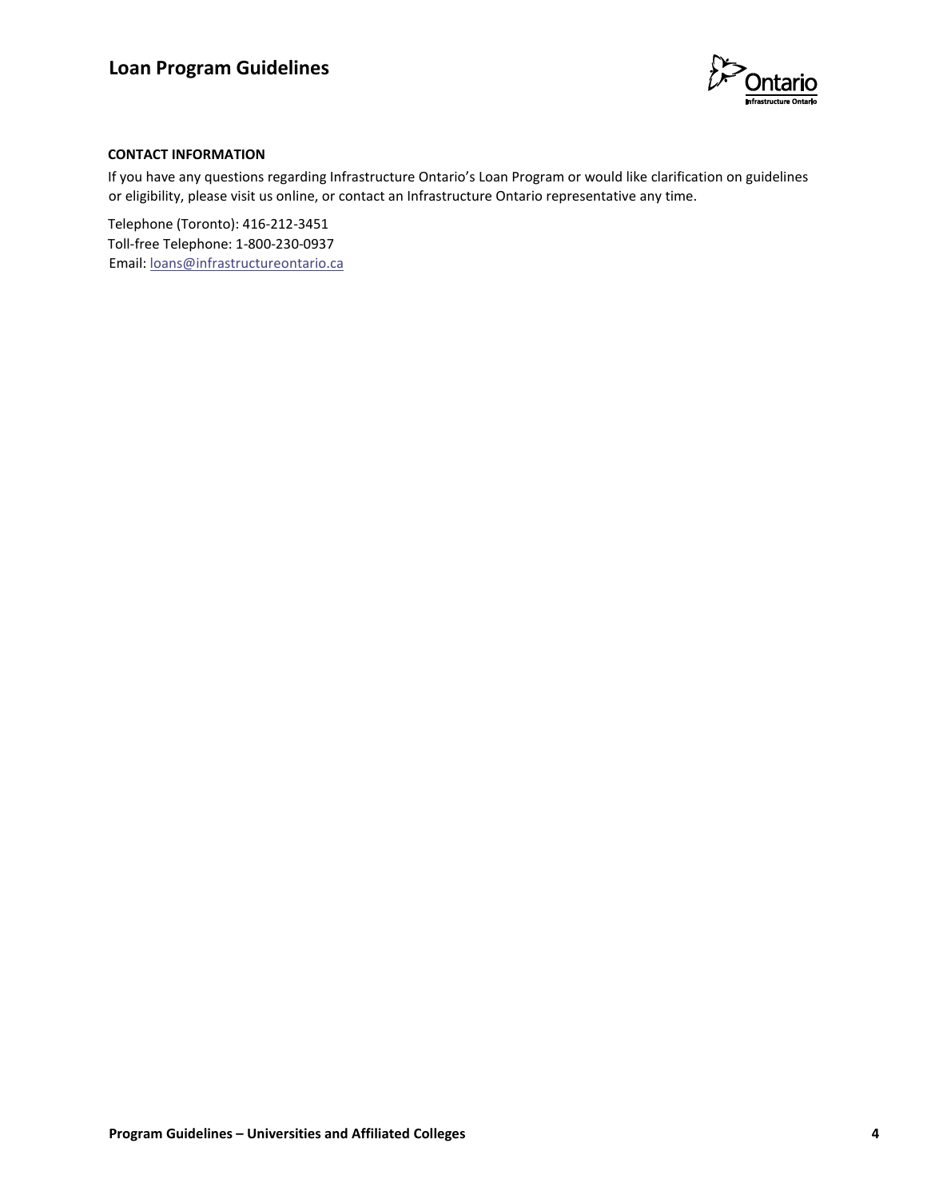**CONTACT INFORMATION**

If you have any questions regarding Infrastructure Ontario's Loan Program or would like clarification on guidelines or eligibility, please visit us online, or contact an Infrastructure Ontario representative any time.

Telephone (Toronto): 416-212-3451
Toll-free Telephone: 1-800-230-0937
Email: loans@infrastructureontario.ca